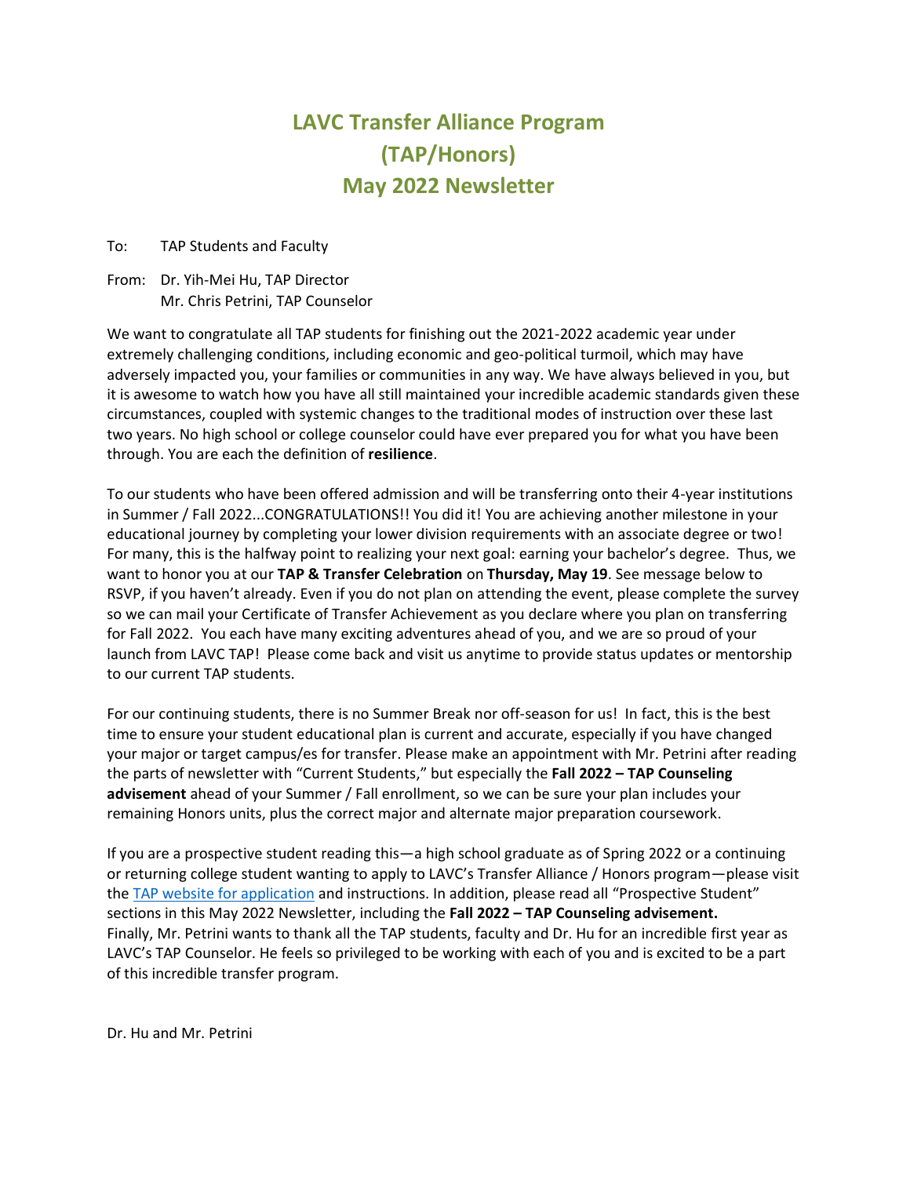# LAVC Transfer Alliance Program (TAP/Honors) May 2022 Newsletter

To: TAP Students and Faculty

From: Dr. Yih-Mei Hu, TAP Director
Mr. Chris Petrini, TAP Counselor

We want to congratulate all TAP students for finishing out the 2021-2022 academic year under extremely challenging conditions, including economic and geo-political turmoil, which may have adversely impacted you, your families or communities in any way. We have always believed in you, but it is awesome to watch how you have all still maintained your incredible academic standards given these circumstances, coupled with systemic changes to the traditional modes of instruction over these last two years. No high school or college counselor could have ever prepared you for what you have been through. You are each the definition of **resilience**.

To our students who have been offered admission and will be transferring onto their 4-year institutions in Summer / Fall 2022...CONGRATULATIONS!! You did it! You are achieving another milestone in your educational journey by completing your lower division requirements with an associate degree or two! For many, this is the halfway point to realizing your next goal: earning your bachelor's degree. Thus, we want to honor you at our **TAP & Transfer Celebration** on **Thursday, May 19**. See message below to RSVP, if you haven't already. Even if you do not plan on attending the event, please complete the survey so we can mail your Certificate of Transfer Achievement as you declare where you plan on transferring for Fall 2022. You each have many exciting adventures ahead of you, and we are so proud of your launch from LAVC TAP! Please come back and visit us anytime to provide status updates or mentorship to our current TAP students.

For our continuing students, there is no Summer Break nor off-season for us! In fact, this is the best time to ensure your student educational plan is current and accurate, especially if you have changed your major or target campus/es for transfer. Please make an appointment with Mr. Petrini after reading the parts of newsletter with "Current Students," but especially the **Fall 2022 – TAP Counseling advisement** ahead of your Summer / Fall enrollment, so we can be sure your plan includes your remaining Honors units, plus the correct major and alternate major preparation coursework.

If you are a prospective student reading this—a high school graduate as of Spring 2022 or a continuing or returning college student wanting to apply to LAVC's Transfer Alliance / Honors program—please visit the TAP website for application and instructions. In addition, please read all "Prospective Student" sections in this May 2022 Newsletter, including the **Fall 2022 – TAP Counseling advisement.**
Finally, Mr. Petrini wants to thank all the TAP students, faculty and Dr. Hu for an incredible first year as LAVC's TAP Counselor. He feels so privileged to be working with each of you and is excited to be a part of this incredible transfer program.

Dr. Hu and Mr. Petrini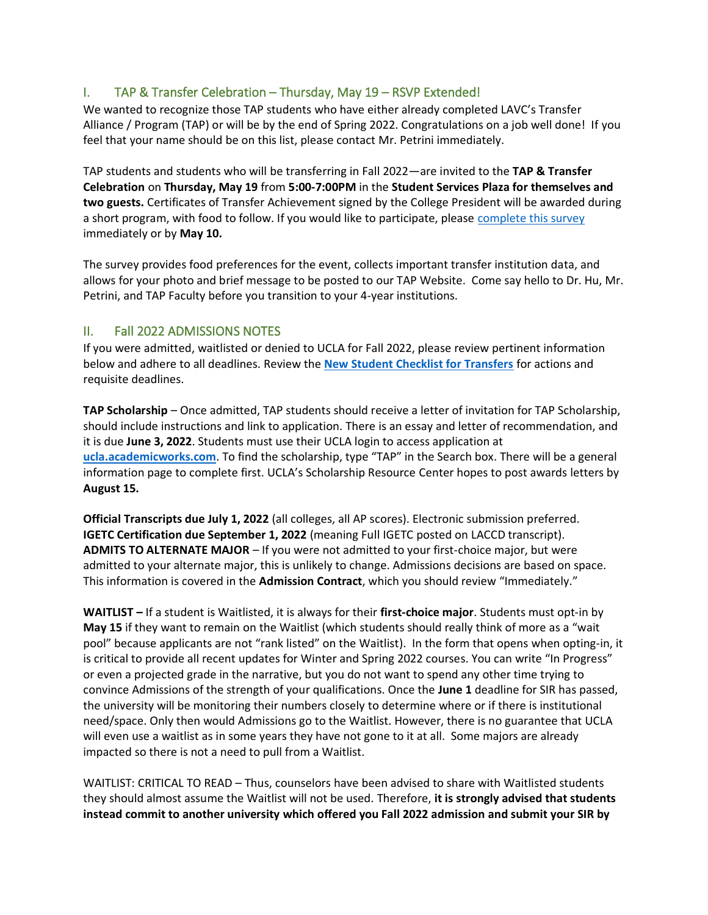## I. TAP & Transfer Celebration – Thursday, May 19 – RSVP Extended!

We wanted to recognize those TAP students who have either already completed LAVC's Transfer Alliance / Program (TAP) or will be by the end of Spring 2022. Congratulations on a job well done! If you feel that your name should be on this list, please contact Mr. Petrini immediately.

TAP students and students who will be transferring in Fall 2022—are invited to the **TAP & Transfer Celebration** on **Thursday, May 19** from **5:00-7:00PM** in the **Student Services Plaza for themselves and two guests.** Certificates of Transfer Achievement signed by the College President will be awarded during a short program, with food to follow. If you would like to participate, please complete this survey immediately or by **May 10.**

The survey provides food preferences for the event, collects important transfer institution data, and allows for your photo and brief message to be posted to our TAP Website. Come say hello to Dr. Hu, Mr. Petrini, and TAP Faculty before you transition to your 4-year institutions.

## II. Fall 2022 ADMISSIONS NOTES

If you were admitted, waitlisted or denied to UCLA for Fall 2022, please review pertinent information below and adhere to all deadlines. Review the **New Student Checklist for Transfers** for actions and requisite deadlines.

**TAP Scholarship** – Once admitted, TAP students should receive a letter of invitation for TAP Scholarship, should include instructions and link to application. There is an essay and letter of recommendation, and it is due **June 3, 2022**. Students must use their UCLA login to access application at **ucla.academicworks.com**. To find the scholarship, type "TAP" in the Search box. There will be a general information page to complete first. UCLA's Scholarship Resource Center hopes to post awards letters by **August 15.**

**Official Transcripts due July 1, 2022** (all colleges, all AP scores). Electronic submission preferred.
**IGETC Certification due September 1, 2022** (meaning Full IGETC posted on LACCD transcript).
**ADMITS TO ALTERNATE MAJOR** – If you were not admitted to your first-choice major, but were admitted to your alternate major, this is unlikely to change. Admissions decisions are based on space. This information is covered in the **Admission Contract**, which you should review "Immediately."

**WAITLIST –** If a student is Waitlisted, it is always for their **first-choice major**. Students must opt-in by **May 15** if they want to remain on the Waitlist (which students should really think of more as a "wait pool" because applicants are not "rank listed" on the Waitlist). In the form that opens when opting-in, it is critical to provide all recent updates for Winter and Spring 2022 courses. You can write "In Progress" or even a projected grade in the narrative, but you do not want to spend any other time trying to convince Admissions of the strength of your qualifications. Once the **June 1** deadline for SIR has passed, the university will be monitoring their numbers closely to determine where or if there is institutional need/space. Only then would Admissions go to the Waitlist. However, there is no guarantee that UCLA will even use a waitlist as in some years they have not gone to it at all. Some majors are already impacted so there is not a need to pull from a Waitlist.

WAITLIST: CRITICAL TO READ – Thus, counselors have been advised to share with Waitlisted students they should almost assume the Waitlist will not be used. Therefore, **it is strongly advised that students instead commit to another university which offered you Fall 2022 admission and submit your SIR by**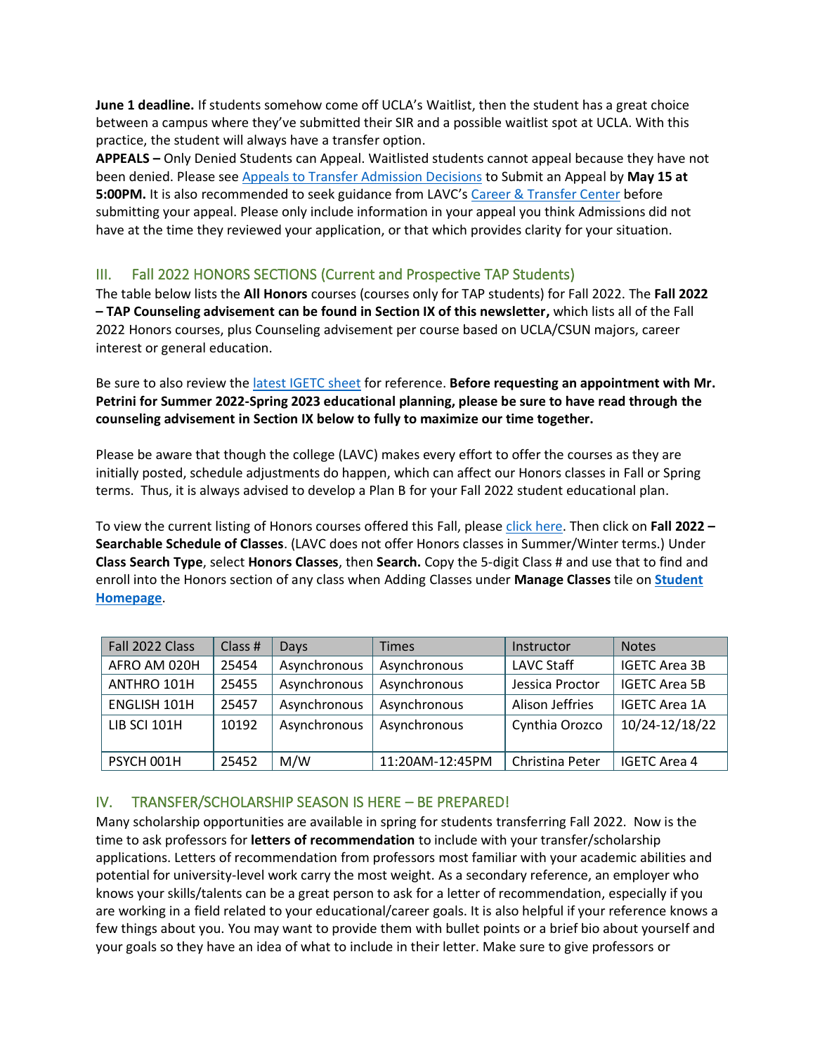**June 1 deadline.** If students somehow come off UCLA's Waitlist, then the student has a great choice between a campus where they've submitted their SIR and a possible waitlist spot at UCLA. With this practice, the student will always have a transfer option.

**APPEALS –** Only Denied Students can Appeal. Waitlisted students cannot appeal because they have not been denied. Please see Appeals to Transfer Admission Decisions to Submit an Appeal by **May 15 at 5:00PM.** It is also recommended to seek guidance from LAVC's Career & Transfer Center before submitting your appeal. Please only include information in your appeal you think Admissions did not have at the time they reviewed your application, or that which provides clarity for your situation.

## III. Fall 2022 HONORS SECTIONS (Current and Prospective TAP Students)

The table below lists the **All Honors** courses (courses only for TAP students) for Fall 2022. The **Fall 2022 – TAP Counseling advisement can be found in Section IX of this newsletter,** which lists all of the Fall 2022 Honors courses, plus Counseling advisement per course based on UCLA/CSUN majors, career interest or general education.

Be sure to also review the latest IGETC sheet for reference. **Before requesting an appointment with Mr. Petrini for Summer 2022-Spring 2023 educational planning, please be sure to have read through the counseling advisement in Section IX below to fully to maximize our time together.**

Please be aware that though the college (LAVC) makes every effort to offer the courses as they are initially posted, schedule adjustments do happen, which can affect our Honors classes in Fall or Spring terms. Thus, it is always advised to develop a Plan B for your Fall 2022 student educational plan.

To view the current listing of Honors courses offered this Fall, please click here. Then click on **Fall 2022 – Searchable Schedule of Classes**. (LAVC does not offer Honors classes in Summer/Winter terms.) Under **Class Search Type**, select **Honors Classes**, then **Search.** Copy the 5-digit Class # and use that to find and enroll into the Honors section of any class when Adding Classes under **Manage Classes** tile on **Student Homepage**.

| Fall 2022 Class | Class # | Days | Times | Instructor | Notes |
|---|---|---|---|---|---|
| AFRO AM 020H | 25454 | Asynchronous | Asynchronous | LAVC Staff | IGETC Area 3B |
| ANTHRO 101H | 25455 | Asynchronous | Asynchronous | Jessica Proctor | IGETC Area 5B |
| ENGLISH 101H | 25457 | Asynchronous | Asynchronous | Alison Jeffries | IGETC Area 1A |
| LIB SCI 101H | 10192 | Asynchronous | Asynchronous | Cynthia Orozco | 10/24-12/18/22 |
| PSYCH 001H | 25452 | M/W | 11:20AM-12:45PM | Christina Peter | IGETC Area 4 |

## IV. TRANSFER/SCHOLARSHIP SEASON IS HERE – BE PREPARED!

Many scholarship opportunities are available in spring for students transferring Fall 2022. Now is the time to ask professors for **letters of recommendation** to include with your transfer/scholarship applications. Letters of recommendation from professors most familiar with your academic abilities and potential for university-level work carry the most weight. As a secondary reference, an employer who knows your skills/talents can be a great person to ask for a letter of recommendation, especially if you are working in a field related to your educational/career goals. It is also helpful if your reference knows a few things about you. You may want to provide them with bullet points or a brief bio about yourself and your goals so they have an idea of what to include in their letter. Make sure to give professors or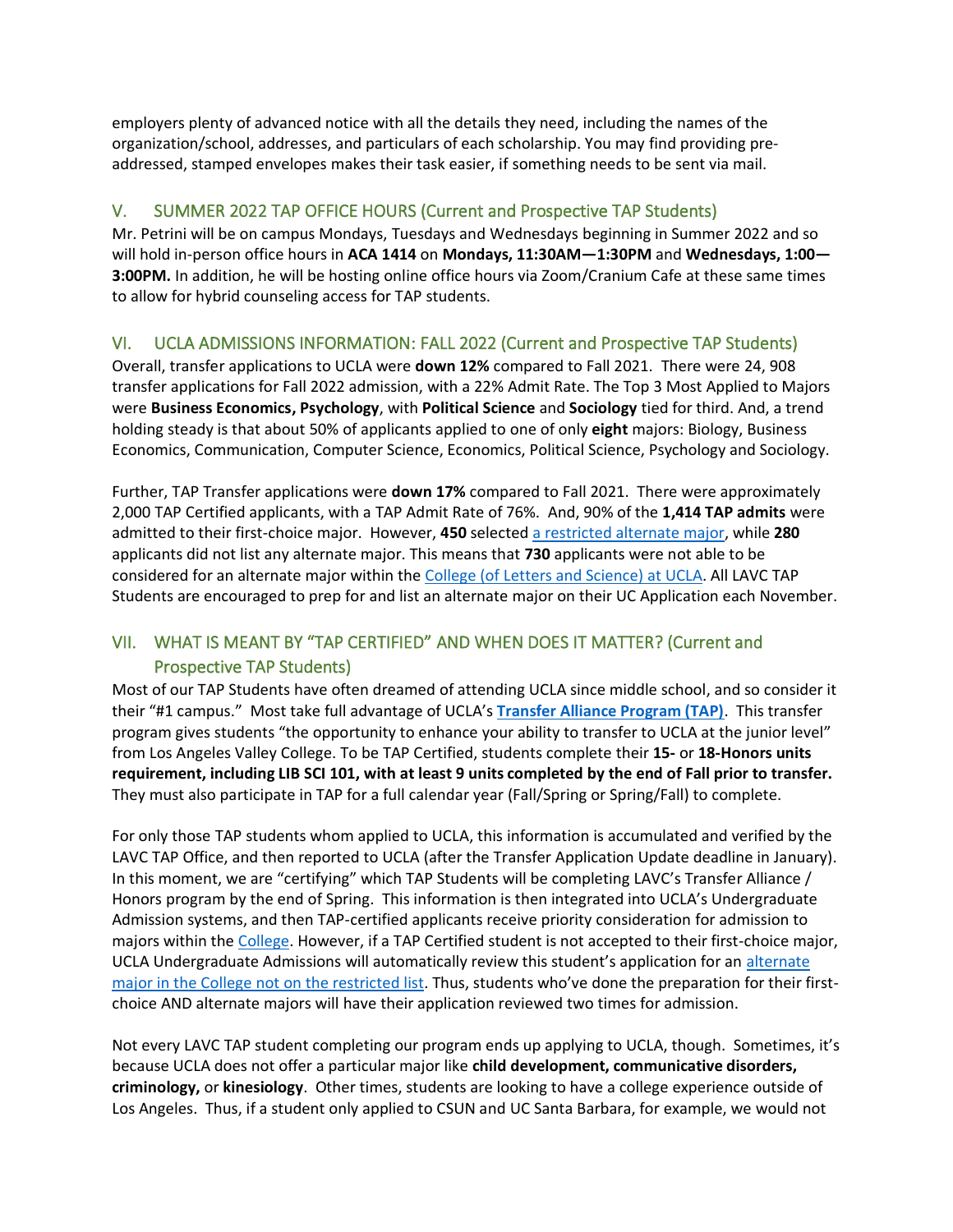employers plenty of advanced notice with all the details they need, including the names of the organization/school, addresses, and particulars of each scholarship. You may find providing pre-addressed, stamped envelopes makes their task easier, if something needs to be sent via mail.

## V. SUMMER 2022 TAP OFFICE HOURS (Current and Prospective TAP Students)

Mr. Petrini will be on campus Mondays, Tuesdays and Wednesdays beginning in Summer 2022 and so will hold in-person office hours in **ACA 1414** on **Mondays, 11:30AM—1:30PM** and **Wednesdays, 1:00—3:00PM.** In addition, he will be hosting online office hours via Zoom/Cranium Cafe at these same times to allow for hybrid counseling access for TAP students.

## VI. UCLA ADMISSIONS INFORMATION: FALL 2022 (Current and Prospective TAP Students)

Overall, transfer applications to UCLA were **down 12%** compared to Fall 2021. There were 24, 908 transfer applications for Fall 2022 admission, with a 22% Admit Rate. The Top 3 Most Applied to Majors were **Business Economics, Psychology**, with **Political Science** and **Sociology** tied for third. And, a trend holding steady is that about 50% of applicants applied to one of only **eight** majors: Biology, Business Economics, Communication, Computer Science, Economics, Political Science, Psychology and Sociology.

Further, TAP Transfer applications were **down 17%** compared to Fall 2021. There were approximately 2,000 TAP Certified applicants, with a TAP Admit Rate of 76%. And, 90% of the **1,414 TAP admits** were admitted to their first-choice major. However, **450** selected a restricted alternate major, while **280** applicants did not list any alternate major. This means that **730** applicants were not able to be considered for an alternate major within the College (of Letters and Science) at UCLA. All LAVC TAP Students are encouraged to prep for and list an alternate major on their UC Application each November.

## VII. WHAT IS MEANT BY "TAP CERTIFIED" AND WHEN DOES IT MATTER? (Current and Prospective TAP Students)

Most of our TAP Students have often dreamed of attending UCLA since middle school, and so consider it their "#1 campus." Most take full advantage of UCLA's **Transfer Alliance Program (TAP)**. This transfer program gives students "the opportunity to enhance your ability to transfer to UCLA at the junior level" from Los Angeles Valley College. To be TAP Certified, students complete their **15-** or **18-Honors units requirement, including LIB SCI 101, with at least 9 units completed by the end of Fall prior to transfer.** They must also participate in TAP for a full calendar year (Fall/Spring or Spring/Fall) to complete.

For only those TAP students whom applied to UCLA, this information is accumulated and verified by the LAVC TAP Office, and then reported to UCLA (after the Transfer Application Update deadline in January). In this moment, we are "certifying" which TAP Students will be completing LAVC's Transfer Alliance / Honors program by the end of Spring. This information is then integrated into UCLA's Undergraduate Admission systems, and then TAP-certified applicants receive priority consideration for admission to majors within the College. However, if a TAP Certified student is not accepted to their first-choice major, UCLA Undergraduate Admissions will automatically review this student's application for an alternate major in the College not on the restricted list. Thus, students who've done the preparation for their first-choice AND alternate majors will have their application reviewed two times for admission.

Not every LAVC TAP student completing our program ends up applying to UCLA, though. Sometimes, it's because UCLA does not offer a particular major like **child development, communicative disorders, criminology,** or **kinesiology**. Other times, students are looking to have a college experience outside of Los Angeles. Thus, if a student only applied to CSUN and UC Santa Barbara, for example, we would not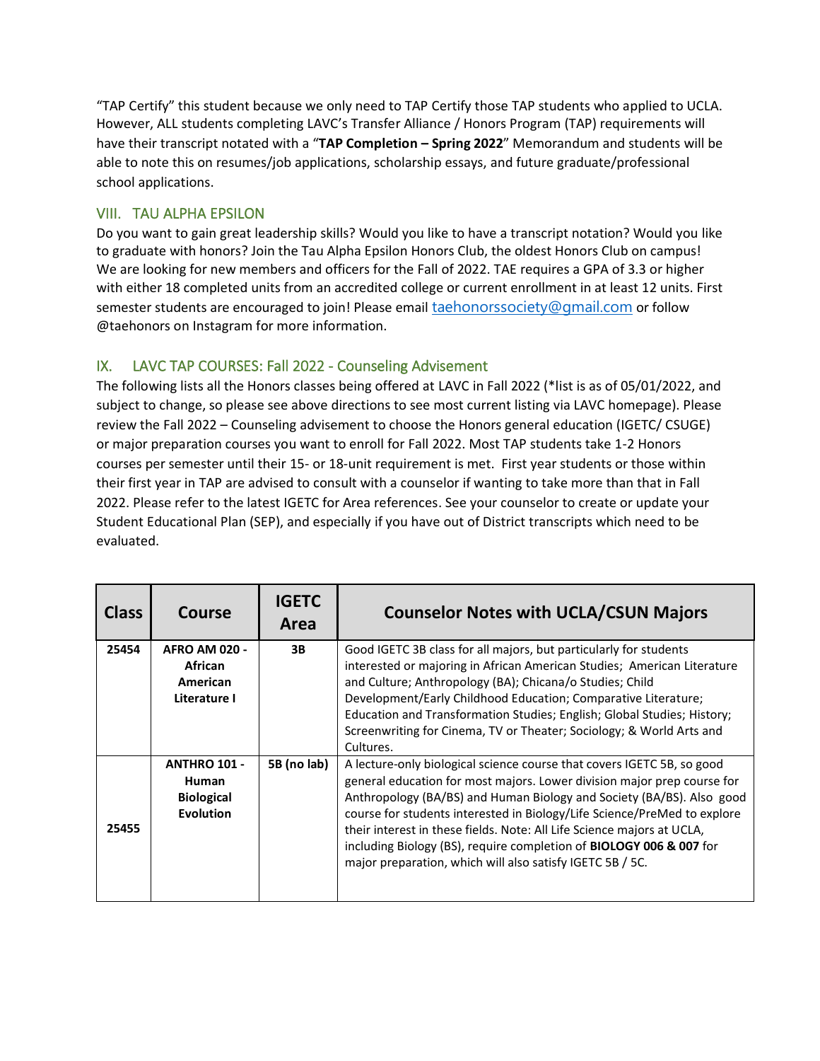"TAP Certify" this student because we only need to TAP Certify those TAP students who applied to UCLA. However, ALL students completing LAVC's Transfer Alliance / Honors Program (TAP) requirements will have their transcript notated with a "**TAP Completion – Spring 2022**" Memorandum and students will be able to note this on resumes/job applications, scholarship essays, and future graduate/professional school applications.

## VIII. TAU ALPHA EPSILON

Do you want to gain great leadership skills? Would you like to have a transcript notation? Would you like to graduate with honors? Join the Tau Alpha Epsilon Honors Club, the oldest Honors Club on campus! We are looking for new members and officers for the Fall of 2022. TAE requires a GPA of 3.3 or higher with either 18 completed units from an accredited college or current enrollment in at least 12 units. First semester students are encouraged to join! Please email taehonorssociety@gmail.com or follow @taehonors on Instagram for more information.

## IX. LAVC TAP COURSES: Fall 2022 - Counseling Advisement

The following lists all the Honors classes being offered at LAVC in Fall 2022 (*list is as of 05/01/2022, and subject to change, so please see above directions to see most current listing via LAVC homepage). Please review the Fall 2022 – Counseling advisement to choose the Honors general education (IGETC/ CSUGE) or major preparation courses you want to enroll for Fall 2022. Most TAP students take 1-2 Honors courses per semester until their 15- or 18-unit requirement is met. First year students or those within their first year in TAP are advised to consult with a counselor if wanting to take more than that in Fall 2022. Please refer to the latest IGETC for Area references. See your counselor to create or update your Student Educational Plan (SEP), and especially if you have out of District transcripts which need to be evaluated.

| Class | Course | IGETC Area | Counselor Notes with UCLA/CSUN Majors |
|---|---|---|---|
| 25454 | **AFRO AM 020 - African American Literature I** | **3B** | Good IGETC 3B class for all majors, but particularly for students interested or majoring in African American Studies; American Literature and Culture; Anthropology (BA); Chicana/o Studies; Child Development/Early Childhood Education; Comparative Literature; Education and Transformation Studies; English; Global Studies; History; Screenwriting for Cinema, TV or Theater; Sociology; & World Arts and Cultures. |
| 25455 | **ANTHRO 101 - Human Biological Evolution** | **5B (no lab)** | A lecture-only biological science course that covers IGETC 5B, so good general education for most majors. Lower division major prep course for Anthropology (BA/BS) and Human Biology and Society (BA/BS). Also good course for students interested in Biology/Life Science/PreMed to explore their interest in these fields. Note: All Life Science majors at UCLA, including Biology (BS), require completion of **BIOLOGY 006 & 007** for major preparation, which will also satisfy IGETC 5B / 5C. |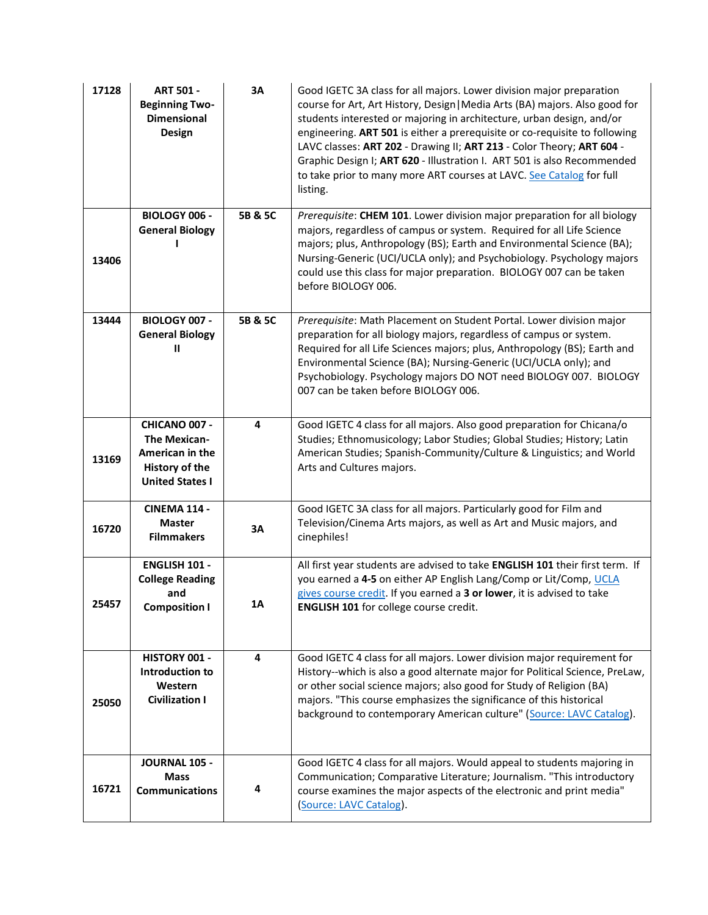| 17128 | **ART 501 - Beginning Two-Dimensional Design** | 3A | Good IGETC 3A class for all majors. Lower division major preparation course for Art, Art History, Design\|Media Arts (BA) majors. Also good for students interested or majoring in architecture, urban design, and/or engineering. **ART 501** is either a prerequisite or co-requisite to following LAVC classes: **ART 202** - Drawing II; **ART 213** - Color Theory; **ART 604** - Graphic Design I; **ART 620** - Illustration I. ART 501 is also Recommended to take prior to many more ART courses at LAVC. See Catalog for full listing. |
|---|---|---|---|
| 13406 | **BIOLOGY 006 - General Biology I** | 5B & 5C | *Prerequisite*: **CHEM 101**. Lower division major preparation for all biology majors, regardless of campus or system. Required for all Life Science majors; plus, Anthropology (BS); Earth and Environmental Science (BA); Nursing-Generic (UCI/UCLA only); and Psychobiology. Psychology majors could use this class for major preparation. BIOLOGY 007 can be taken before BIOLOGY 006. |
| 13444 | **BIOLOGY 007 - General Biology II** | 5B & 5C | *Prerequisite*: Math Placement on Student Portal. Lower division major preparation for all biology majors, regardless of campus or system. Required for all Life Sciences majors; plus, Anthropology (BS); Earth and Environmental Science (BA); Nursing-Generic (UCI/UCLA only); and Psychobiology. Psychology majors DO NOT need BIOLOGY 007. BIOLOGY 007 can be taken before BIOLOGY 006. |
| 13169 | **CHICANO 007 - The Mexican-American in the History of the United States I** | 4 | Good IGETC 4 class for all majors. Also good preparation for Chicana/o Studies; Ethnomusicology; Labor Studies; Global Studies; History; Latin American Studies; Spanish-Community/Culture & Linguistics; and World Arts and Cultures majors. |
| 16720 | **CINEMA 114 - Master Filmmakers** | 3A | Good IGETC 3A class for all majors. Particularly good for Film and Television/Cinema Arts majors, as well as Art and Music majors, and cinephiles! |
| 25457 | **ENGLISH 101 - College Reading and Composition I** | 1A | All first year students are advised to take **ENGLISH 101** their first term. If you earned a **4-5** on either AP English Lang/Comp or Lit/Comp, UCLA gives course credit. If you earned a **3 or lower**, it is advised to take **ENGLISH 101** for college course credit. |
| 25050 | **HISTORY 001 - Introduction to Western Civilization I** | 4 | Good IGETC 4 class for all majors. Lower division major requirement for History--which is also a good alternate major for Political Science, PreLaw, or other social science majors; also good for Study of Religion (BA) majors. "This course emphasizes the significance of this historical background to contemporary American culture" (Source: LAVC Catalog). |
| 16721 | **JOURNAL 105 - Mass Communications** | 4 | Good IGETC 4 class for all majors. Would appeal to students majoring in Communication; Comparative Literature; Journalism. "This introductory course examines the major aspects of the electronic and print media" (Source: LAVC Catalog). |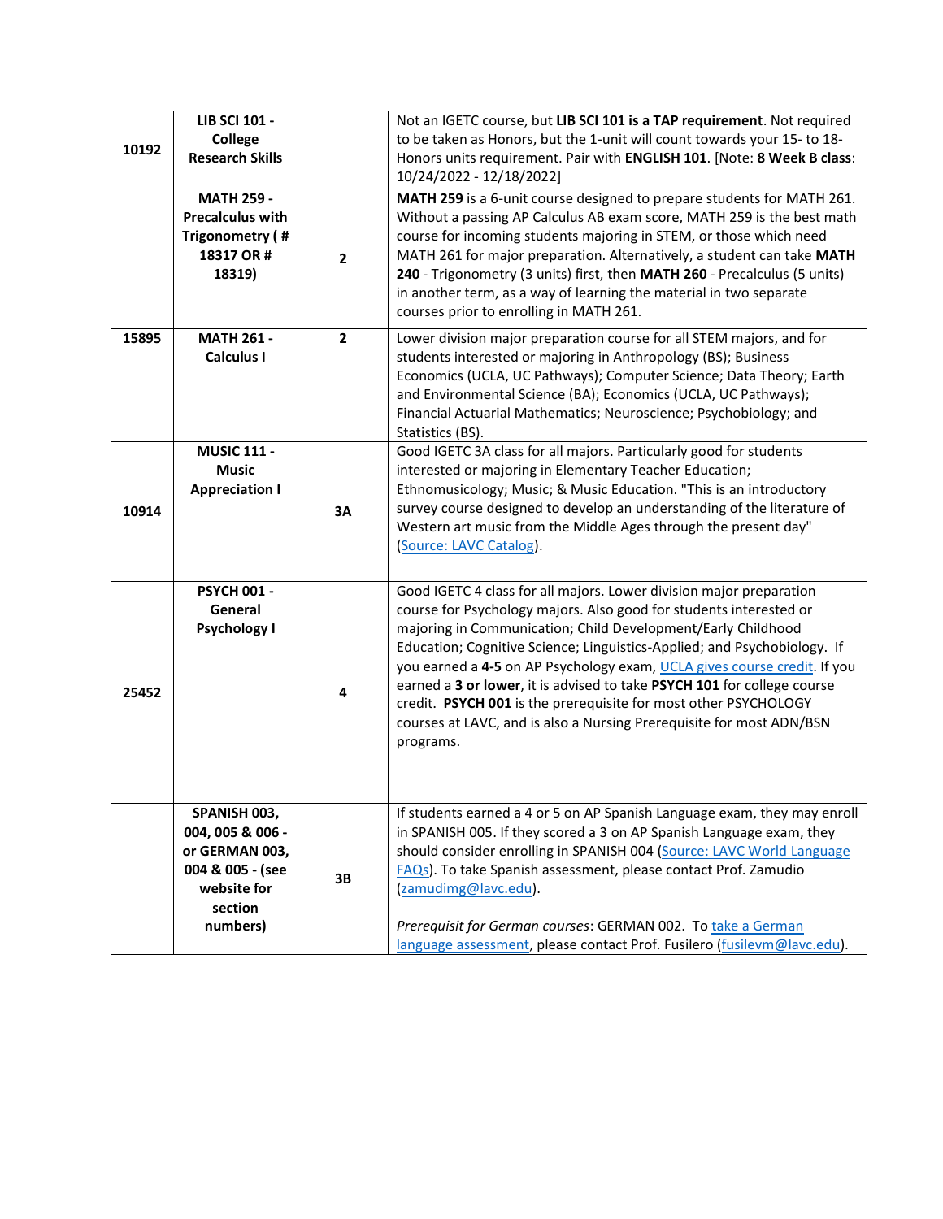| | | | |
|---|---|---|---|
| 10192 | **LIB SCI 101 - College Research Skills** | | Not an IGETC course, but **LIB SCI 101 is a TAP requirement**. Not required to be taken as Honors, but the 1-unit will count towards your 15- to 18-Honors units requirement. Pair with **ENGLISH 101**. [Note: **8 Week B class**: 10/24/2022 - 12/18/2022] |
| | **MATH 259 - Precalculus with Trigonometry ( # 18317 OR # 18319)** | **2** | **MATH 259** is a 6-unit course designed to prepare students for MATH 261. Without a passing AP Calculus AB exam score, MATH 259 is the best math course for incoming students majoring in STEM, or those which need MATH 261 for major preparation. Alternatively, a student can take **MATH 240** - Trigonometry (3 units) first, then **MATH 260** - Precalculus (5 units) in another term, as a way of learning the material in two separate courses prior to enrolling in MATH 261. |
| **15895** | **MATH 261 - Calculus I** | **2** | Lower division major preparation course for all STEM majors, and for students interested or majoring in Anthropology (BS); Business Economics (UCLA, UC Pathways); Computer Science; Data Theory; Earth and Environmental Science (BA); Economics (UCLA, UC Pathways); Financial Actuarial Mathematics; Neuroscience; Psychobiology; and Statistics (BS). |
| **10914** | **MUSIC 111 - Music Appreciation I** | **3A** | Good IGETC 3A class for all majors. Particularly good for students interested or majoring in Elementary Teacher Education; Ethnomusicology; Music; & Music Education. "This is an introductory survey course designed to develop an understanding of the literature of Western art music from the Middle Ages through the present day" ([Source: LAVC Catalog](Source: LAVC Catalog)). |
| **25452** | **PSYCH 001 - General Psychology I** | **4** | Good IGETC 4 class for all majors. Lower division major preparation course for Psychology majors. Also good for students interested or majoring in Communication; Child Development/Early Childhood Education; Cognitive Science; Linguistics-Applied; and Psychobiology. If you earned a **4-5** on AP Psychology exam, [UCLA gives course credit](UCLA gives course credit). If you earned a **3 or lower**, it is advised to take **PSYCH 101** for college course credit. **PSYCH 001** is the prerequisite for most other PSYCHOLOGY courses at LAVC, and is also a Nursing Prerequisite for most ADN/BSN programs. |
| | **SPANISH 003, 004, 005 & 006 - or GERMAN 003, 004 & 005 - (see website for section numbers)** | **3B** | If students earned a 4 or 5 on AP Spanish Language exam, they may enroll in SPANISH 005. If they scored a 3 on AP Spanish Language exam, they should consider enrolling in SPANISH 004 (Source: LAVC World Language FAQs). To take Spanish assessment, please contact Prof. Zamudio (zamudimg@lavc.edu).<br><br>*Prerequisit for German courses*: GERMAN 002. To take a German language assessment, please contact Prof. Fusilero (fusilevm@lavc.edu). |